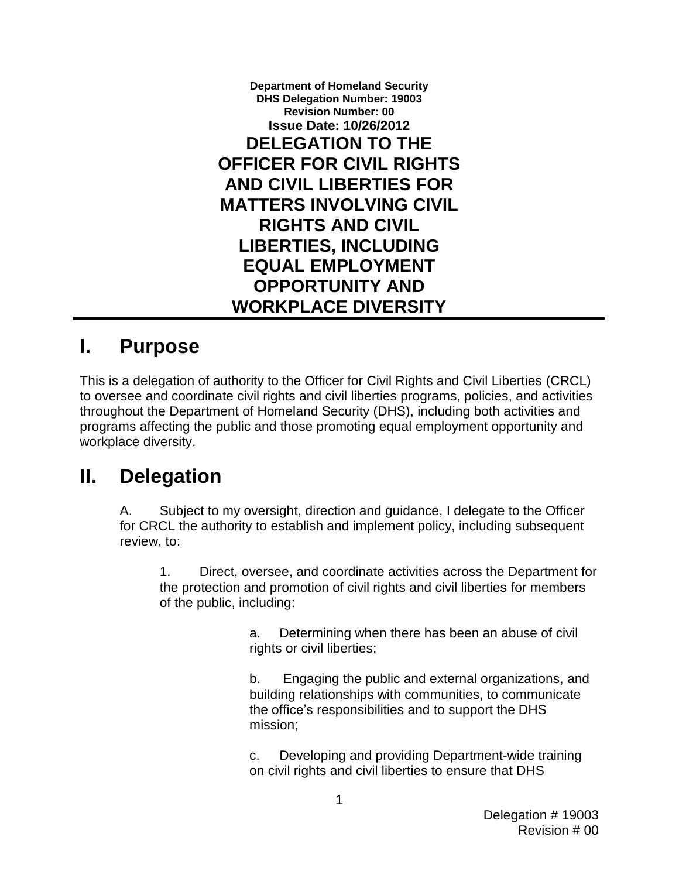**Department of Homeland Security**
**DHS Delegation Number: 19003**
**Revision Number: 00**
**Issue Date: 10/26/2012**

# DELEGATION TO THE OFFICER FOR CIVIL RIGHTS AND CIVIL LIBERTIES FOR MATTERS INVOLVING CIVIL RIGHTS AND CIVIL LIBERTIES, INCLUDING EQUAL EMPLOYMENT OPPORTUNITY AND WORKPLACE DIVERSITY

## I. Purpose

This is a delegation of authority to the Officer for Civil Rights and Civil Liberties (CRCL) to oversee and coordinate civil rights and civil liberties programs, policies, and activities throughout the Department of Homeland Security (DHS), including both activities and programs affecting the public and those promoting equal employment opportunity and workplace diversity.

## II. Delegation

A. Subject to my oversight, direction and guidance, I delegate to the Officer for CRCL the authority to establish and implement policy, including subsequent review, to:

1. Direct, oversee, and coordinate activities across the Department for the protection and promotion of civil rights and civil liberties for members of the public, including:

   a. Determining when there has been an abuse of civil rights or civil liberties;

   b. Engaging the public and external organizations, and building relationships with communities, to communicate the office's responsibilities and to support the DHS mission;

   c. Developing and providing Department-wide training on civil rights and civil liberties to ensure that DHS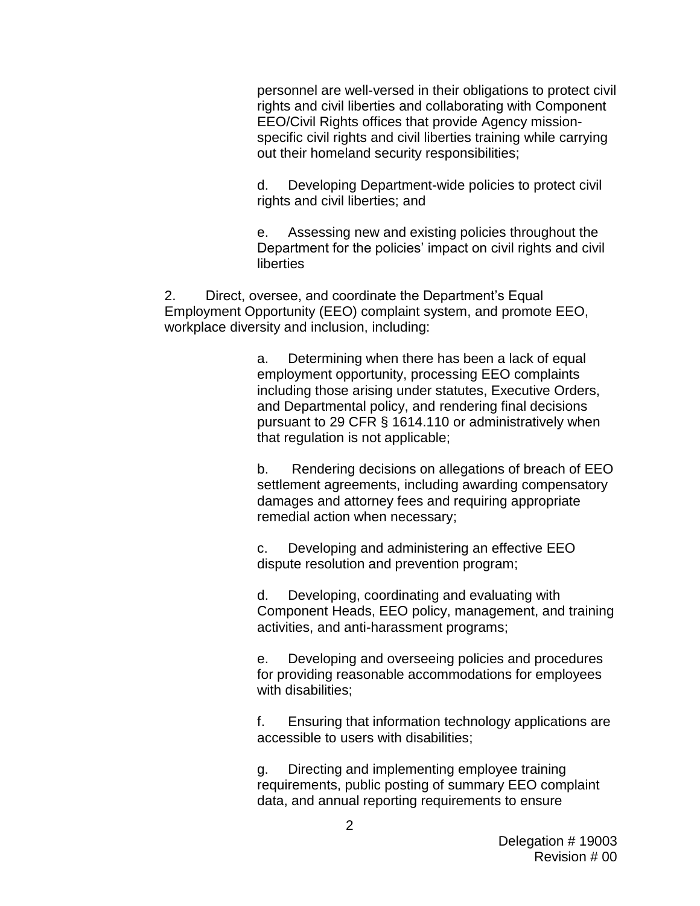personnel are well-versed in their obligations to protect civil rights and civil liberties and collaborating with Component EEO/Civil Rights offices that provide Agency mission-specific civil rights and civil liberties training while carrying out their homeland security responsibilities;

d. Developing Department-wide policies to protect civil rights and civil liberties; and

e. Assessing new and existing policies throughout the Department for the policies' impact on civil rights and civil liberties

2. Direct, oversee, and coordinate the Department's Equal Employment Opportunity (EEO) complaint system, and promote EEO, workplace diversity and inclusion, including:

a. Determining when there has been a lack of equal employment opportunity, processing EEO complaints including those arising under statutes, Executive Orders, and Departmental policy, and rendering final decisions pursuant to 29 CFR § 1614.110 or administratively when that regulation is not applicable;

b. Rendering decisions on allegations of breach of EEO settlement agreements, including awarding compensatory damages and attorney fees and requiring appropriate remedial action when necessary;

c. Developing and administering an effective EEO dispute resolution and prevention program;

d. Developing, coordinating and evaluating with Component Heads, EEO policy, management, and training activities, and anti-harassment programs;

e. Developing and overseeing policies and procedures for providing reasonable accommodations for employees with disabilities;

f. Ensuring that information technology applications are accessible to users with disabilities;

g. Directing and implementing employee training requirements, public posting of summary EEO complaint data, and annual reporting requirements to ensure

Delegation # 19003
Revision # 00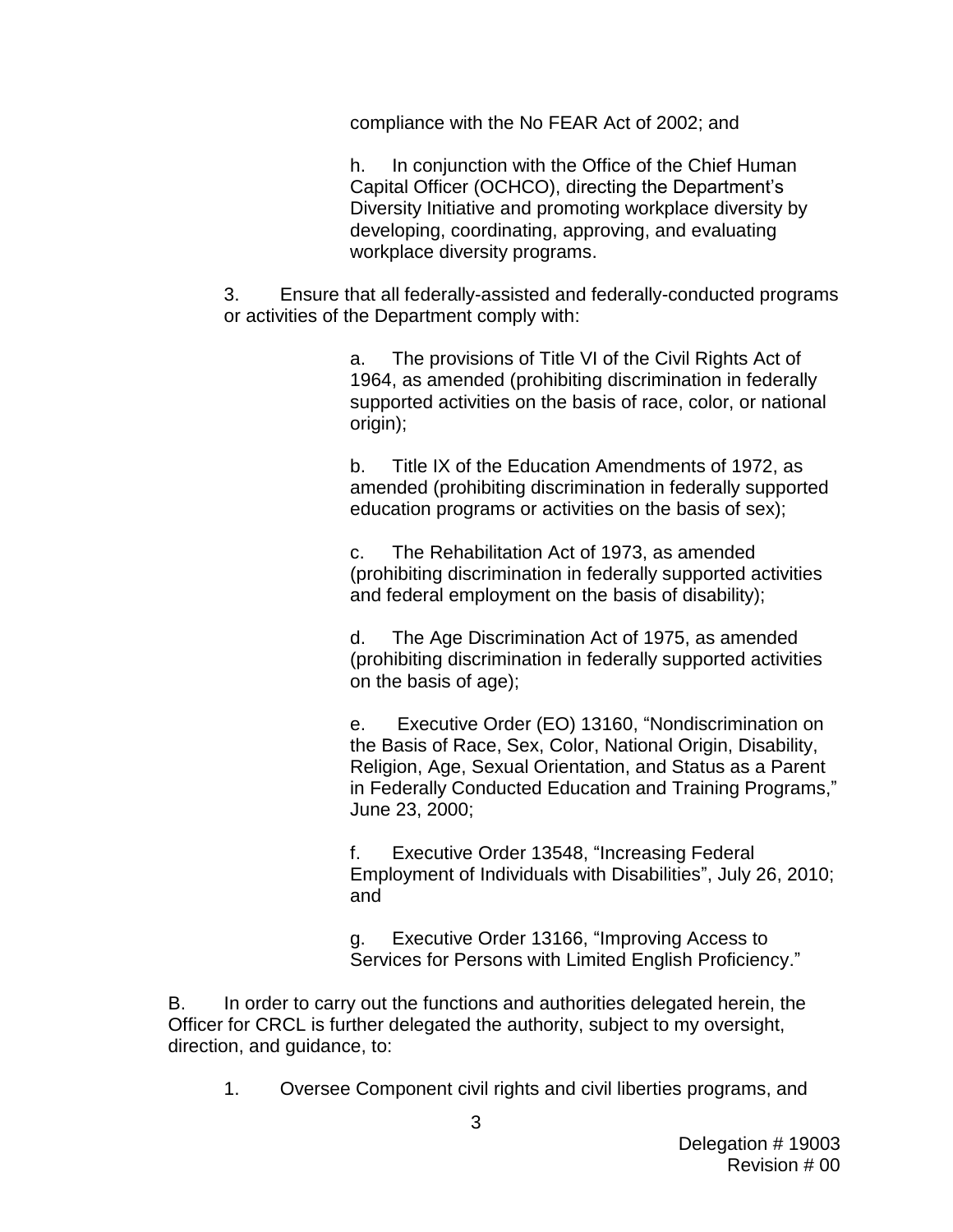compliance with the No FEAR Act of 2002; and

h. In conjunction with the Office of the Chief Human Capital Officer (OCHCO), directing the Department's Diversity Initiative and promoting workplace diversity by developing, coordinating, approving, and evaluating workplace diversity programs.

3. Ensure that all federally-assisted and federally-conducted programs or activities of the Department comply with:

a. The provisions of Title VI of the Civil Rights Act of 1964, as amended (prohibiting discrimination in federally supported activities on the basis of race, color, or national origin);

b. Title IX of the Education Amendments of 1972, as amended (prohibiting discrimination in federally supported education programs or activities on the basis of sex);

c. The Rehabilitation Act of 1973, as amended (prohibiting discrimination in federally supported activities and federal employment on the basis of disability);

d. The Age Discrimination Act of 1975, as amended (prohibiting discrimination in federally supported activities on the basis of age);

e. Executive Order (EO) 13160, "Nondiscrimination on the Basis of Race, Sex, Color, National Origin, Disability, Religion, Age, Sexual Orientation, and Status as a Parent in Federally Conducted Education and Training Programs," June 23, 2000;

f. Executive Order 13548, "Increasing Federal Employment of Individuals with Disabilities", July 26, 2010; and

g. Executive Order 13166, "Improving Access to Services for Persons with Limited English Proficiency."

B. In order to carry out the functions and authorities delegated herein, the Officer for CRCL is further delegated the authority, subject to my oversight, direction, and guidance, to:

1. Oversee Component civil rights and civil liberties programs, and

Delegation # 19003
Revision # 00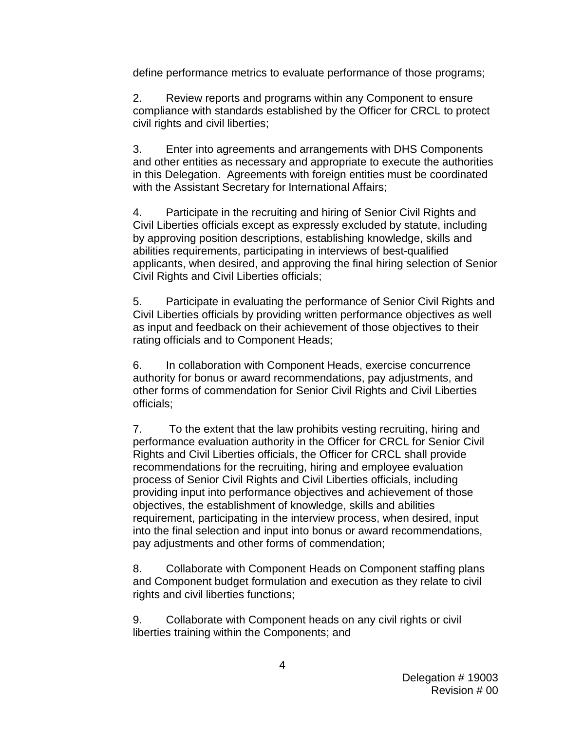define performance metrics to evaluate performance of those programs;

2. Review reports and programs within any Component to ensure compliance with standards established by the Officer for CRCL to protect civil rights and civil liberties;

3. Enter into agreements and arrangements with DHS Components and other entities as necessary and appropriate to execute the authorities in this Delegation. Agreements with foreign entities must be coordinated with the Assistant Secretary for International Affairs;

4. Participate in the recruiting and hiring of Senior Civil Rights and Civil Liberties officials except as expressly excluded by statute, including by approving position descriptions, establishing knowledge, skills and abilities requirements, participating in interviews of best-qualified applicants, when desired, and approving the final hiring selection of Senior Civil Rights and Civil Liberties officials;

5. Participate in evaluating the performance of Senior Civil Rights and Civil Liberties officials by providing written performance objectives as well as input and feedback on their achievement of those objectives to their rating officials and to Component Heads;

6. In collaboration with Component Heads, exercise concurrence authority for bonus or award recommendations, pay adjustments, and other forms of commendation for Senior Civil Rights and Civil Liberties officials;

7. To the extent that the law prohibits vesting recruiting, hiring and performance evaluation authority in the Officer for CRCL for Senior Civil Rights and Civil Liberties officials, the Officer for CRCL shall provide recommendations for the recruiting, hiring and employee evaluation process of Senior Civil Rights and Civil Liberties officials, including providing input into performance objectives and achievement of those objectives, the establishment of knowledge, skills and abilities requirement, participating in the interview process, when desired, input into the final selection and input into bonus or award recommendations, pay adjustments and other forms of commendation;

8. Collaborate with Component Heads on Component staffing plans and Component budget formulation and execution as they relate to civil rights and civil liberties functions;

9. Collaborate with Component heads on any civil rights or civil liberties training within the Components; and

Delegation # 19003
Revision # 00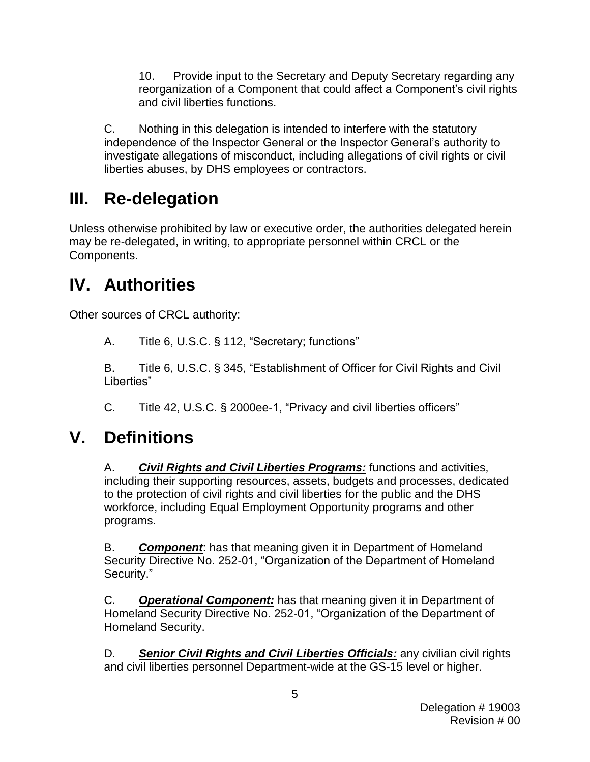10. Provide input to the Secretary and Deputy Secretary regarding any reorganization of a Component that could affect a Component's civil rights and civil liberties functions.

C. Nothing in this delegation is intended to interfere with the statutory independence of the Inspector General or the Inspector General's authority to investigate allegations of misconduct, including allegations of civil rights or civil liberties abuses, by DHS employees or contractors.

# III. Re-delegation

Unless otherwise prohibited by law or executive order, the authorities delegated herein may be re-delegated, in writing, to appropriate personnel within CRCL or the Components.

# IV. Authorities

Other sources of CRCL authority:

A. Title 6, U.S.C. § 112, "Secretary; functions"

B. Title 6, U.S.C. § 345, "Establishment of Officer for Civil Rights and Civil Liberties"

C. Title 42, U.S.C. § 2000ee-1, "Privacy and civil liberties officers"

# V. Definitions

A. ***Civil Rights and Civil Liberties Programs:*** functions and activities, including their supporting resources, assets, budgets and processes, dedicated to the protection of civil rights and civil liberties for the public and the DHS workforce, including Equal Employment Opportunity programs and other programs.

B. ***Component***: has that meaning given it in Department of Homeland Security Directive No. 252-01, "Organization of the Department of Homeland Security."

C. ***Operational Component:*** has that meaning given it in Department of Homeland Security Directive No. 252-01, "Organization of the Department of Homeland Security.

D. ***Senior Civil Rights and Civil Liberties Officials:*** any civilian civil rights and civil liberties personnel Department-wide at the GS-15 level or higher.

Delegation # 19003
Revision # 00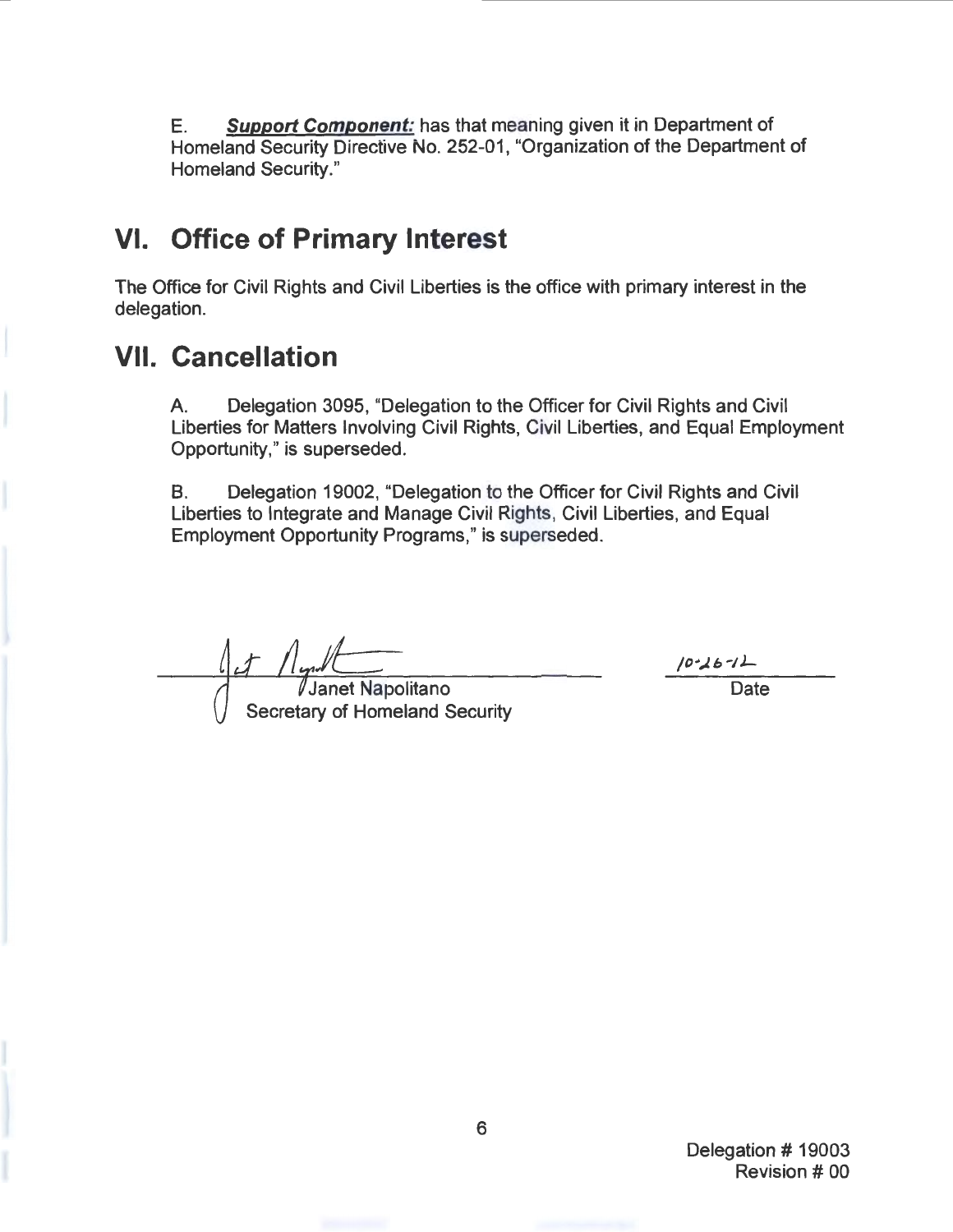E. ***Support Component:*** has that meaning given it in Department of Homeland Security Directive No. 252-01, "Organization of the Department of Homeland Security."

## VI. Office of Primary Interest

The Office for Civil Rights and Civil Liberties is the office with primary interest in the delegation.

## VII. Cancellation

A. Delegation 3095, "Delegation to the Officer for Civil Rights and Civil Liberties for Matters Involving Civil Rights, Civil Liberties, and Equal Employment Opportunity," is superseded.

B. Delegation 19002, "Delegation to the Officer for Civil Rights and Civil Liberties to Integrate and Manage Civil Rights, Civil Liberties, and Equal Employment Opportunity Programs," is superseded.

Janet Napolitano
Secretary of Homeland Security

10-26-12
Date

Delegation # 19003
Revision # 00